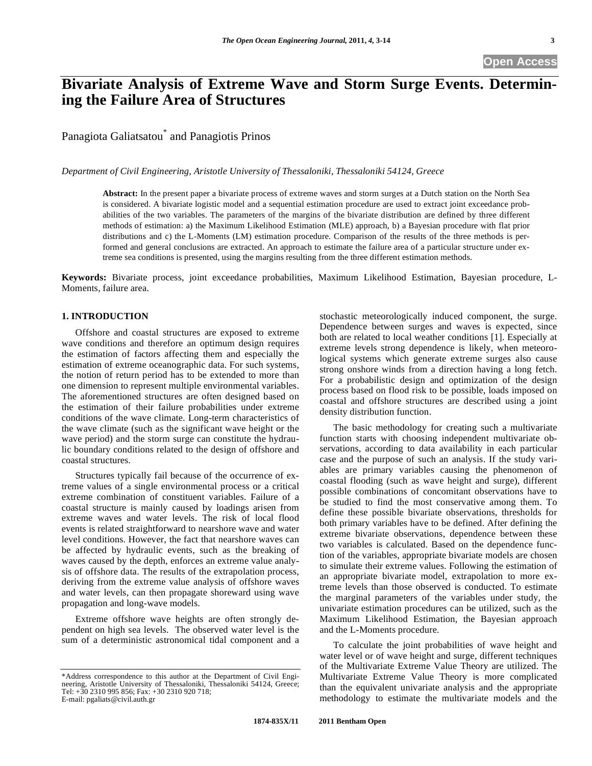# Bivariate Analysis of Extreme Wave and Storm Surge Events. Determining the Failure Area of Structures

Panagiota Galiatsatou* and Panagiotis Prinos

*Department of Civil Engineering, Aristotle University of Thessaloniki, Thessaloniki 54124, Greece*

**Abstract:** In the present paper a bivariate process of extreme waves and storm surges at a Dutch station on the North Sea is considered. A bivariate logistic model and a sequential estimation procedure are used to extract joint exceedance probabilities of the two variables. The parameters of the margins of the bivariate distribution are defined by three different methods of estimation: a) the Maximum Likelihood Estimation (MLE) approach, b) a Bayesian procedure with flat prior distributions and c) the L-Moments (LM) estimation procedure. Comparison of the results of the three methods is performed and general conclusions are extracted. An approach to estimate the failure area of a particular structure under extreme sea conditions is presented, using the margins resulting from the three different estimation methods.

**Keywords:** Bivariate process, joint exceedance probabilities, Maximum Likelihood Estimation, Bayesian procedure, L-Moments, failure area.

## 1. INTRODUCTION

Offshore and coastal structures are exposed to extreme wave conditions and therefore an optimum design requires the estimation of factors affecting them and especially the estimation of extreme oceanographic data. For such systems, the notion of return period has to be extended to more than one dimension to represent multiple environmental variables. The aforementioned structures are often designed based on the estimation of their failure probabilities under extreme conditions of the wave climate. Long-term characteristics of the wave climate (such as the significant wave height or the wave period) and the storm surge can constitute the hydraulic boundary conditions related to the design of offshore and coastal structures.

Structures typically fail because of the occurrence of extreme values of a single environmental process or a critical extreme combination of constituent variables. Failure of a coastal structure is mainly caused by loadings arisen from extreme waves and water levels. The risk of local flood events is related straightforward to nearshore wave and water level conditions. However, the fact that nearshore waves can be affected by hydraulic events, such as the breaking of waves caused by the depth, enforces an extreme value analysis of offshore data. The results of the extrapolation process, deriving from the extreme value analysis of offshore waves and water levels, can then propagate shoreward using wave propagation and long-wave models.

Extreme offshore wave heights are often strongly dependent on high sea levels. The observed water level is the sum of a deterministic astronomical tidal component and a stochastic meteorologically induced component, the surge. Dependence between surges and waves is expected, since both are related to local weather conditions [1]. Especially at extreme levels strong dependence is likely, when meteorological systems which generate extreme surges also cause strong onshore winds from a direction having a long fetch. For a probabilistic design and optimization of the design process based on flood risk to be possible, loads imposed on coastal and offshore structures are described using a joint density distribution function.

The basic methodology for creating such a multivariate function starts with choosing independent multivariate observations, according to data availability in each particular case and the purpose of such an analysis. If the study variables are primary variables causing the phenomenon of coastal flooding (such as wave height and surge), different possible combinations of concomitant observations have to be studied to find the most conservative among them. To define these possible bivariate observations, thresholds for both primary variables have to be defined. After defining the extreme bivariate observations, dependence between these two variables is calculated. Based on the dependence function of the variables, appropriate bivariate models are chosen to simulate their extreme values. Following the estimation of an appropriate bivariate model, extrapolation to more extreme levels than those observed is conducted. To estimate the marginal parameters of the variables under study, the univariate estimation procedures can be utilized, such as the Maximum Likelihood Estimation, the Bayesian approach and the L-Moments procedure.

To calculate the joint probabilities of wave height and water level or of wave height and surge, different techniques of the Multivariate Extreme Value Theory are utilized. The Multivariate Extreme Value Theory is more complicated than the equivalent univariate analysis and the appropriate methodology to estimate the multivariate models and the

*Address correspondence to this author at the Department of Civil Engineering, Aristotle University of Thessaloniki, Thessaloniki 54124, Greece; Tel: +30 2310 995 856; Fax: +30 2310 920 718; E-mail: pgaliats@civil.auth.gr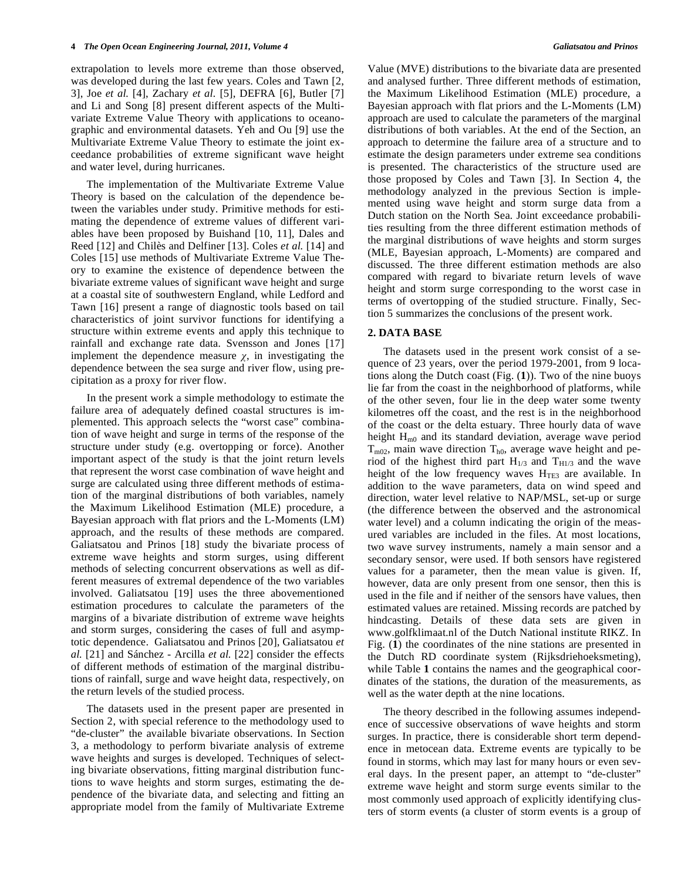extrapolation to levels more extreme than those observed, was developed during the last few years. Coles and Tawn [2, 3], Joe *et al.* [4], Zachary *et al.* [5], DEFRA [6], Butler [7] and Li and Song [8] present different aspects of the Multivariate Extreme Value Theory with applications to oceanographic and environmental datasets. Yeh and Ou [9] use the Multivariate Extreme Value Theory to estimate the joint exceedance probabilities of extreme significant wave height and water level, during hurricanes.

The implementation of the Multivariate Extreme Value Theory is based on the calculation of the dependence between the variables under study. Primitive methods for estimating the dependence of extreme values of different variables have been proposed by Buishand [10, 11], Dales and Reed [12] and Chilès and Delfiner [13]. Coles *et al.* [14] and Coles [15] use methods of Multivariate Extreme Value Theory to examine the existence of dependence between the bivariate extreme values of significant wave height and surge at a coastal site of southwestern England, while Ledford and Tawn [16] present a range of diagnostic tools based on tail characteristics of joint survivor functions for identifying a structure within extreme events and apply this technique to rainfall and exchange rate data. Svensson and Jones [17] implement the dependence measure $\chi$, in investigating the dependence between the sea surge and river flow, using precipitation as a proxy for river flow.

In the present work a simple methodology to estimate the failure area of adequately defined coastal structures is implemented. This approach selects the "worst case" combination of wave height and surge in terms of the response of the structure under study (e.g. overtopping or force). Another important aspect of the study is that the joint return levels that represent the worst case combination of wave height and surge are calculated using three different methods of estimation of the marginal distributions of both variables, namely the Maximum Likelihood Estimation (MLE) procedure, a Bayesian approach with flat priors and the L-Moments (LM) approach, and the results of these methods are compared. Galiatsatou and Prinos [18] study the bivariate process of extreme wave heights and storm surges, using different methods of selecting concurrent observations as well as different measures of extremal dependence of the two variables involved. Galiatsatou [19] uses the three abovementioned estimation procedures to calculate the parameters of the margins of a bivariate distribution of extreme wave heights and storm surges, considering the cases of full and asymptotic dependence. Galiatsatou and Prinos [20], Galiatsatou *et al.* [21] and Sánchez - Arcilla *et al.* [22] consider the effects of different methods of estimation of the marginal distributions of rainfall, surge and wave height data, respectively, on the return levels of the studied process.

The datasets used in the present paper are presented in Section 2, with special reference to the methodology used to "de-cluster" the available bivariate observations. In Section 3, a methodology to perform bivariate analysis of extreme wave heights and surges is developed. Techniques of selecting bivariate observations, fitting marginal distribution functions to wave heights and storm surges, estimating the dependence of the bivariate data, and selecting and fitting an appropriate model from the family of Multivariate Extreme Value (MVE) distributions to the bivariate data are presented and analysed further. Three different methods of estimation, the Maximum Likelihood Estimation (MLE) procedure, a Bayesian approach with flat priors and the L-Moments (LM) approach are used to calculate the parameters of the marginal distributions of both variables. At the end of the Section, an approach to determine the failure area of a structure and to estimate the design parameters under extreme sea conditions is presented. The characteristics of the structure used are those proposed by Coles and Tawn [3]. In Section 4, the methodology analyzed in the previous Section is implemented using wave height and storm surge data from a Dutch station on the North Sea. Joint exceedance probabilities resulting from the three different estimation methods of the marginal distributions of wave heights and storm surges (MLE, Bayesian approach, L-Moments) are compared and discussed. The three different estimation methods are also compared with regard to bivariate return levels of wave height and storm surge corresponding to the worst case in terms of overtopping of the studied structure. Finally, Section 5 summarizes the conclusions of the present work.

## 2. DATA BASE

The datasets used in the present work consist of a sequence of 23 years, over the period 1979-2001, from 9 locations along the Dutch coast (Fig. (**1**)). Two of the nine buoys lie far from the coast in the neighborhood of platforms, while of the other seven, four lie in the deep water some twenty kilometres off the coast, and the rest is in the neighborhood of the coast or the delta estuary. Three hourly data of wave height $H_{m0}$ and its standard deviation, average wave period $T_{m02}$, main wave direction $T_{h0}$, average wave height and period of the highest third part $H_{1/3}$ and $T_{H1/3}$ and the wave height of the low frequency waves $H_{TE3}$ are available. In addition to the wave parameters, data on wind speed and direction, water level relative to NAP/MSL, set-up or surge (the difference between the observed and the astronomical water level) and a column indicating the origin of the measured variables are included in the files. At most locations, two wave survey instruments, namely a main sensor and a secondary sensor, were used. If both sensors have registered values for a parameter, then the mean value is given. If, however, data are only present from one sensor, then this is used in the file and if neither of the sensors have values, then estimated values are retained. Missing records are patched by hindcasting. Details of these data sets are given in www.golfklimaat.nl of the Dutch National institute RIKZ. In Fig. (**1**) the coordinates of the nine stations are presented in the Dutch RD coordinate system (Rijksdriehoeksmeting), while Table **1** contains the names and the geographical coordinates of the stations, the duration of the measurements, as well as the water depth at the nine locations.

The theory described in the following assumes independence of successive observations of wave heights and storm surges. In practice, there is considerable short term dependence in metocean data. Extreme events are typically to be found in storms, which may last for many hours or even several days. In the present paper, an attempt to "de-cluster" extreme wave height and storm surge events similar to the most commonly used approach of explicitly identifying clusters of storm events (a cluster of storm events is a group of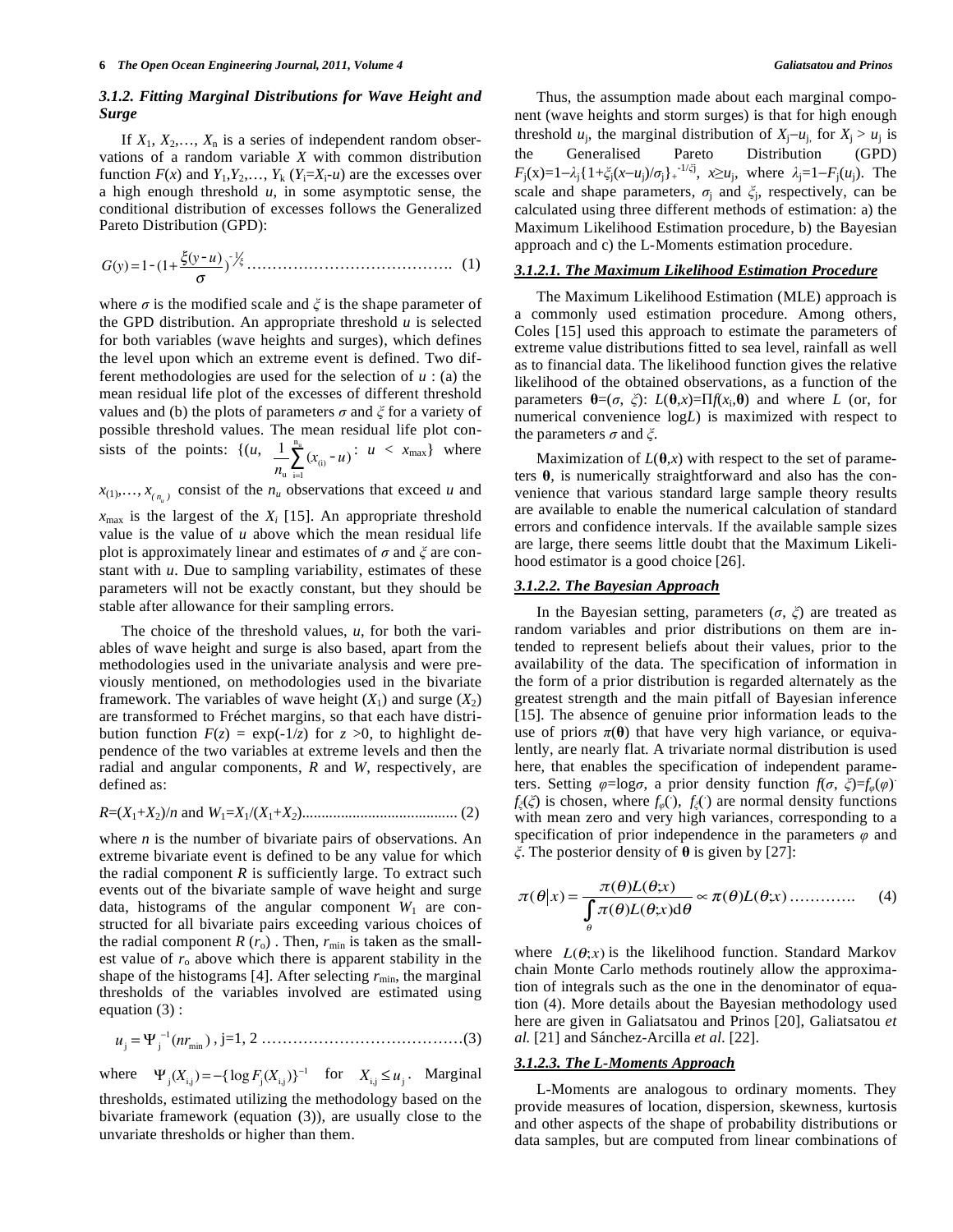### 3.1.2. Fitting Marginal Distributions for Wave Height and Surge

If $X_1, X_2,\dots, X_n$ is a series of independent random observations of a random variable $X$ with common distribution function $F(x)$ and $Y_1,Y_2,\dots, Y_k$ ($Y_i=X_i-u$) are the excesses over a high enough threshold $u$, in some asymptotic sense, the conditional distribution of excesses follows the Generalized Pareto Distribution (GPD):

$$G(y)=1-(1+\frac{\xi(y-u)}{\sigma})^{-1/\xi} \qquad (1)$$

where $\sigma$ is the modified scale and $\xi$ is the shape parameter of the GPD distribution. An appropriate threshold $u$ is selected for both variables (wave heights and surges), which defines the level upon which an extreme event is defined. Two different methodologies are used for the selection of $u$ : (a) the mean residual life plot of the excesses of different threshold values and (b) the plots of parameters $\sigma$ and $\xi$ for a variety of possible threshold values. The mean residual life plot consists of the points: $\{(u, \frac{1}{n_u}\sum_{i=1}^{n_u}(x_{(i)}-u)$: $u < x_{\max}\}$ where $x_{(1)},\dots, x_{(n_u)}$ consist of the $n_u$ observations that exceed $u$ and $x_{\max}$ is the largest of the $X_i$ [15]. An appropriate threshold value is the value of $u$ above which the mean residual life plot is approximately linear and estimates of $\sigma$ and $\xi$ are constant with $u$. Due to sampling variability, estimates of these parameters will not be exactly constant, but they should be stable after allowance for their sampling errors.

The choice of the threshold values, $u$, for both the variables of wave height and surge is also based, apart from the methodologies used in the univariate analysis and were previously mentioned, on methodologies used in the bivariate framework. The variables of wave height ($X_1$) and surge ($X_2$) are transformed to Fréchet margins, so that each have distribution function $F(z) = \exp(-1/z)$ for $z>0$, to highlight dependence of the two variables at extreme levels and then the radial and angular components, $R$ and $W$, respectively, are defined as:

$$R=(X_1+X_2)/n \text{ and } W_1=X_1/(X_1+X_2) \qquad (2)$$

where $n$ is the number of bivariate pairs of observations. An extreme bivariate event is defined to be any value for which the radial component $R$ is sufficiently large. To extract such events out of the bivariate sample of wave height and surge data, histograms of the angular component $W_1$ are constructed for all bivariate pairs exceeding various choices of the radial component $R$ ($r_o$) . Then, $r_{\min}$ is taken as the smallest value of $r_o$ above which there is apparent stability in the shape of the histograms [4]. After selecting $r_{\min}$, the marginal thresholds of the variables involved are estimated using equation (3) :

$$u_j=\Psi_j^{-1}(nr_{\min}),\ j=1,2 \qquad (3)$$

where $\Psi_j(X_{i,j})=-\{\log F_j(X_{i,j})\}^{-1}$ for $X_{i,j}\le u_j$. Marginal thresholds, estimated utilizing the methodology based on the bivariate framework (equation (3)), are usually close to the unvariate thresholds or higher than them.

Thus, the assumption made about each marginal component (wave heights and storm surges) is that for high enough threshold $u_j$, the marginal distribution of $X_j-u_j$, for $X_j > u_j$ is the Generalised Pareto Distribution (GPD) $F_j(x)=1-\lambda_j\{1+\xi_j(x-u_j)/\sigma_j\}_+^{-1/\xi_j}$, $x\ge u_j$, where $\lambda_j=1-F_j(u_j)$. The scale and shape parameters, $\sigma_j$ and $\xi_j$, respectively, can be calculated using three different methods of estimation: a) the Maximum Likelihood Estimation procedure, b) the Bayesian approach and c) the L-Moments estimation procedure.

#### 3.1.2.1. The Maximum Likelihood Estimation Procedure

The Maximum Likelihood Estimation (MLE) approach is a commonly used estimation procedure. Among others, Coles [15] used this approach to estimate the parameters of extreme value distributions fitted to sea level, rainfall as well as to financial data. The likelihood function gives the relative likelihood of the obtained observations, as a function of the parameters $\boldsymbol{\theta}=(\sigma, \xi)$: $L(\boldsymbol{\theta},x)=\Pi f(x_i,\boldsymbol{\theta})$ and where $L$ (or, for numerical convenience $\log L$) is maximized with respect to the parameters $\sigma$ and $\xi$.

Maximization of $L(\boldsymbol{\theta},x)$ with respect to the set of parameters $\boldsymbol{\theta}$, is numerically straightforward and also has the convenience that various standard large sample theory results are available to enable the numerical calculation of standard errors and confidence intervals. If the available sample sizes are large, there seems little doubt that the Maximum Likelihood estimator is a good choice [26].

#### 3.1.2.2. The Bayesian Approach

In the Bayesian setting, parameters ($\sigma$, $\xi$) are treated as random variables and prior distributions on them are intended to represent beliefs about their values, prior to the availability of the data. The specification of information in the form of a prior distribution is regarded alternately as the greatest strength and the main pitfall of Bayesian inference [15]. The absence of genuine prior information leads to the use of priors $\pi(\boldsymbol{\theta})$ that have very high variance, or equivalently, are nearly flat. A trivariate normal distribution is used here, that enables the specification of independent parameters. Setting $\varphi=\log\sigma$, a prior density function $f(\sigma, \xi)=f_\varphi(\varphi)\cdot f_\xi(\xi)$ is chosen, where $f_\varphi(\cdot)$, $f_\xi(\cdot)$ are normal density functions with mean zero and very high variances, corresponding to a specification of prior independence in the parameters $\varphi$ and $\xi$. The posterior density of $\boldsymbol{\theta}$ is given by [27]:

$$\pi(\theta|x)=\frac{\pi(\theta)L(\theta;x)}{\int_\theta \pi(\theta)L(\theta;x)\mathrm{d}\theta}\propto \pi(\theta)L(\theta;x) \qquad (4)$$

where $L(\theta;x)$ is the likelihood function. Standard Markov chain Monte Carlo methods routinely allow the approximation of integrals such as the one in the denominator of equation (4). More details about the Bayesian methodology used here are given in Galiatsatou and Prinos [20], Galiatsatou *et al.* [21] and Sánchez-Arcilla *et al.* [22].

#### 3.1.2.3. The L-Moments Approach

L-Moments are analogous to ordinary moments. They provide measures of location, dispersion, skewness, kurtosis and other aspects of the shape of probability distributions or data samples, but are computed from linear combinations of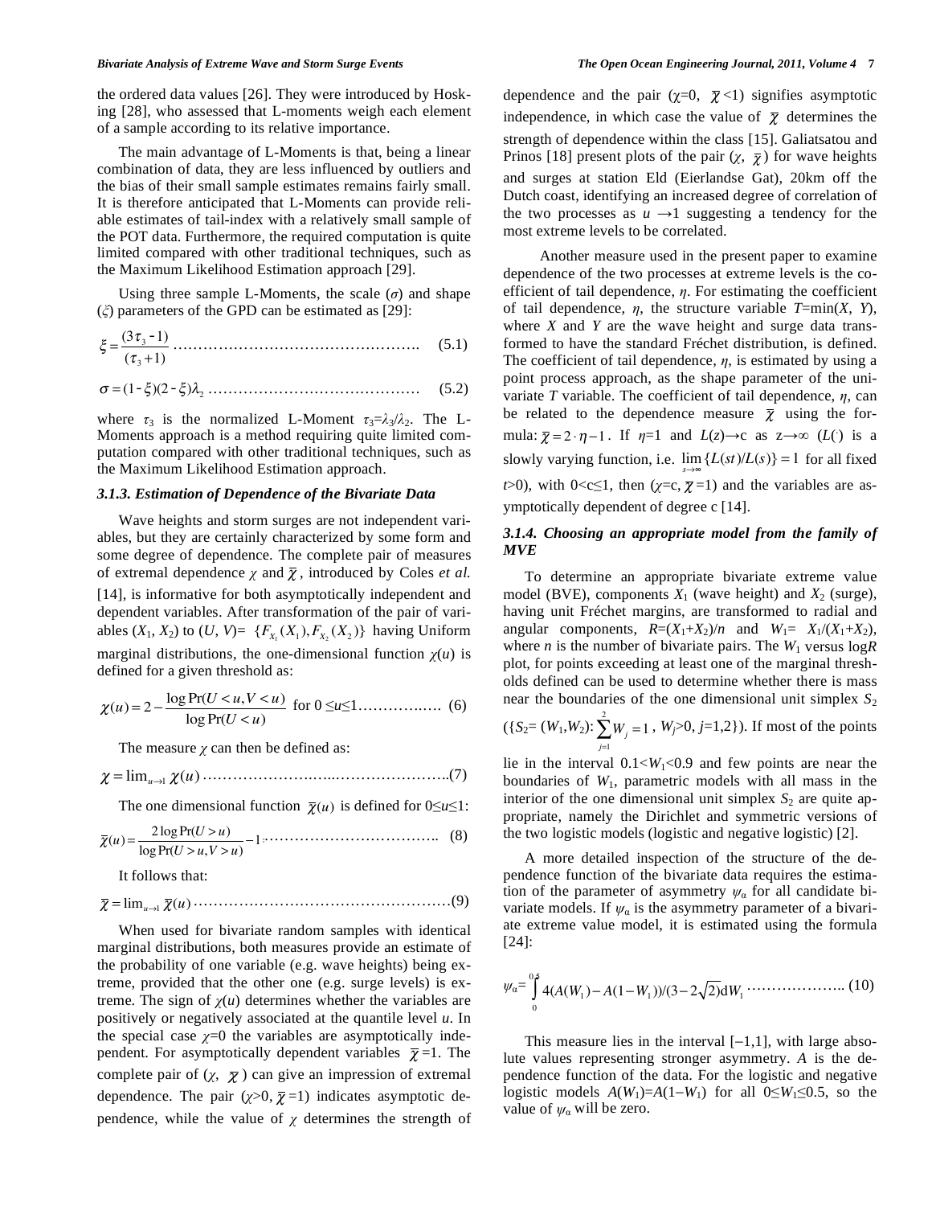the ordered data values [26]. They were introduced by Hosking [28], who assessed that L-moments weigh each element of a sample according to its relative importance.

The main advantage of L-Moments is that, being a linear combination of data, they are less influenced by outliers and the bias of their small sample estimates remains fairly small. It is therefore anticipated that L-Moments can provide reliable estimates of tail-index with a relatively small sample of the POT data. Furthermore, the required computation is quite limited compared with other traditional techniques, such as the Maximum Likelihood Estimation approach [29].

Using three sample L-Moments, the scale ($\sigma$) and shape ($\xi$) parameters of the GPD can be estimated as [29]:

$$\xi = \frac{(3\tau_3 - 1)}{(\tau_3 + 1)} \quad (5.1)$$

$$\sigma = (1-\xi)(2-\xi)\lambda_2 \quad (5.2)$$

where $\tau_3$ is the normalized L-Moment $\tau_3=\lambda_3/\lambda_2$. The L-Moments approach is a method requiring quite limited computation compared with other traditional techniques, such as the Maximum Likelihood Estimation approach.

### *3.1.3. Estimation of Dependence of the Bivariate Data*

Wave heights and storm surges are not independent variables, but they are certainly characterized by some form and some degree of dependence. The complete pair of measures of extremal dependence $\chi$ and $\bar{\chi}$, introduced by Coles *et al.* [14], is informative for both asymptotically independent and dependent variables. After transformation of the pair of variables ($X_1$, $X_2$) to ($U$, $V$)= $\{F_{X_1}(X_1), F_{X_2}(X_2)\}$ having Uniform marginal distributions, the one-dimensional function $\chi(u)$ is defined for a given threshold as:

$$\chi(u) = 2 - \frac{\log \Pr(U<u, V<u)}{\log \Pr(U<u)} \text{ for } 0 \le u \le 1 \quad (6)$$

The measure $\chi$ can then be defined as:

$$\chi = \lim_{u\to 1} \chi(u) \quad (7)$$

The one dimensional function $\bar{\chi}(u)$ is defined for $0\le u\le 1$:

$$\bar{\chi}(u) = \frac{2\log \Pr(U>u)}{\log \Pr(U>u, V>u)} - 1 \quad (8)$$

It follows that:

$$\bar{\chi} = \lim_{u\to 1} \bar{\chi}(u) \quad (9)$$

When used for bivariate random samples with identical marginal distributions, both measures provide an estimate of the probability of one variable (e.g. wave heights) being extreme, provided that the other one (e.g. surge levels) is extreme. The sign of $\chi(u)$ determines whether the variables are positively or negatively associated at the quantile level $u$. In the special case $\chi$=0 the variables are asymptotically independent. For asymptotically dependent variables $\bar{\chi}$=1. The complete pair of ($\chi$, $\bar{\chi}$) can give an impression of extremal dependence. The pair ($\chi$>0, $\bar{\chi}$=1) indicates asymptotic dependence, while the value of $\chi$ determines the strength of dependence and the pair ($\chi$=0, $\bar{\chi}$<1) signifies asymptotic independence, in which case the value of $\bar{\chi}$ determines the strength of dependence within the class [15]. Galiatsatou and Prinos [18] present plots of the pair ($\chi$, $\bar{\chi}$) for wave heights and surges at station Eld (Eierlandse Gat), 20km off the Dutch coast, identifying an increased degree of correlation of the two processes as $u\to 1$ suggesting a tendency for the most extreme levels to be correlated.

Another measure used in the present paper to examine dependence of the two processes at extreme levels is the coefficient of tail dependence, $\eta$. For estimating the coefficient of tail dependence, $\eta$, the structure variable $T$=min($X$, $Y$), where $X$ and $Y$ are the wave height and surge data transformed to have the standard Fréchet distribution, is defined. The coefficient of tail dependence, $\eta$, is estimated by using a point process approach, as the shape parameter of the univariate $T$ variable. The coefficient of tail dependence, $\eta$, can be related to the dependence measure $\bar{\chi}$ using the formula: $\bar{\chi} = 2\cdot\eta - 1$. If $\eta$=1 and $L(z)\to$c as z$\to\infty$ ($L(\cdot)$ is a slowly varying function, i.e. $\lim_{s\to\infty}\{L(st)/L(s)\}=1$ for all fixed $t$>0), with 0<c≤1, then ($\chi$=c, $\bar{\chi}$=1) and the variables are asymptotically dependent of degree c [14].

### *3.1.4. Choosing an appropriate model from the family of MVE*

To determine an appropriate bivariate extreme value model (BVE), components $X_1$ (wave height) and $X_2$ (surge), having unit Fréchet margins, are transformed to radial and angular components, $R=(X_1+X_2)/n$ and $W_1= X_1/(X_1+X_2)$, where $n$ is the number of bivariate pairs. The $W_1$ versus log$R$ plot, for points exceeding at least one of the marginal thresholds defined can be used to determine whether there is mass near the boundaries of the one dimensional unit simplex $S_2$ ($\{S_2= (W_1,W_2): \sum_{j=1}^{2} W_j = 1$, $W_j$>0, $j$=1,2$\}$). If most of the points lie in the interval 0.1<$W_1$<0.9 and few points are near the boundaries of $W_1$, parametric models with all mass in the interior of the one dimensional unit simplex $S_2$ are quite appropriate, namely the Dirichlet and symmetric versions of the two logistic models (logistic and negative logistic) [2].

A more detailed inspection of the structure of the dependence function of the bivariate data requires the estimation of the parameter of asymmetry $\psi_a$ for all candidate bivariate models. If $\psi_a$ is the asymmetry parameter of a bivariate extreme value model, it is estimated using the formula [24]:

$$\psi_a = \int_0^{0.5} 4(A(W_1) - A(1-W_1))/(3-2\sqrt{2})\mathrm{d}W_1 \quad (10)$$

This measure lies in the interval [−1,1], with large absolute values representing stronger asymmetry. $A$ is the dependence function of the data. For the logistic and negative logistic models $A(W_1)=A(1-W_1)$ for all $0\le W_1\le 0.5$, so the value of $\psi_a$ will be zero.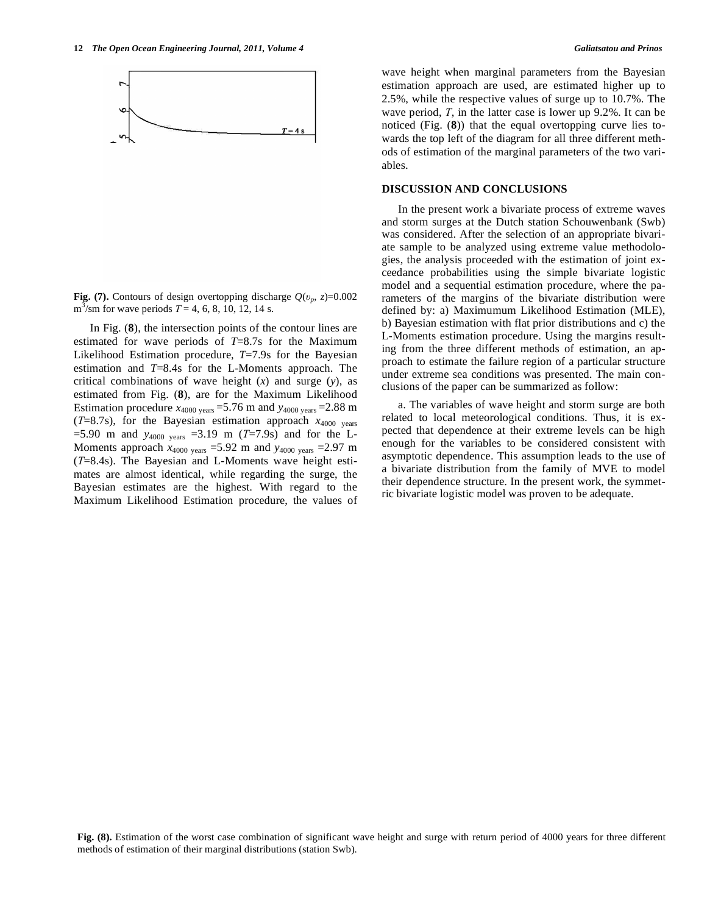Fig. (7). Contours of design overtopping discharge $Q(\upsilon_p, z)$=0.002 $m^3$/sm for wave periods $T$ = 4, 6, 8, 10, 12, 14 s.

In Fig. (**8**), the intersection points of the contour lines are estimated for wave periods of $T$=8.7s for the Maximum Likelihood Estimation procedure, $T$=7.9s for the Bayesian estimation and $T$=8.4s for the L-Moments approach. The critical combinations of wave height ($x$) and surge ($y$), as estimated from Fig. (**8**), are for the Maximum Likelihood Estimation procedure $x_{4000\ years}$ =5.76 m and $y_{4000\ years}$ =2.88 m ($T$=8.7s), for the Bayesian estimation approach $x_{4000\ years}$ =5.90 m and $y_{4000\ years}$ =3.19 m ($T$=7.9s) and for the L-Moments approach $x_{4000\ years}$ =5.92 m and $y_{4000\ years}$ =2.97 m ($T$=8.4s). The Bayesian and L-Moments wave height estimates are almost identical, while regarding the surge, the Bayesian estimates are the highest. With regard to the Maximum Likelihood Estimation procedure, the values of wave height when marginal parameters from the Bayesian estimation approach are used, are estimated higher up to 2.5%, while the respective values of surge up to 10.7%. The wave period, $T$, in the latter case is lower up 9.2%. It can be noticed (Fig. (**8**)) that the equal overtopping curve lies towards the top left of the diagram for all three different methods of estimation of the marginal parameters of the two variables.

## DISCUSSION AND CONCLUSIONS

In the present work a bivariate process of extreme waves and storm surges at the Dutch station Schouwenbank (Swb) was considered. After the selection of an appropriate bivariate sample to be analyzed using extreme value methodologies, the analysis proceeded with the estimation of joint exceedance probabilities using the simple bivariate logistic model and a sequential estimation procedure, where the parameters of the margins of the bivariate distribution were defined by: a) Maximumum Likelihood Estimation (MLE), b) Bayesian estimation with flat prior distributions and c) the L-Moments estimation procedure. Using the margins resulting from the three different methods of estimation, an approach to estimate the failure region of a particular structure under extreme sea conditions was presented. The main conclusions of the paper can be summarized as follow:

a. The variables of wave height and storm surge are both related to local meteorological conditions. Thus, it is expected that dependence at their extreme levels can be high enough for the variables to be considered consistent with asymptotic dependence. This assumption leads to the use of a bivariate distribution from the family of MVE to model their dependence structure. In the present work, the symmetric bivariate logistic model was proven to be adequate.

Fig. (8). Estimation of the worst case combination of significant wave height and surge with return period of 4000 years for three different methods of estimation of their marginal distributions (station Swb).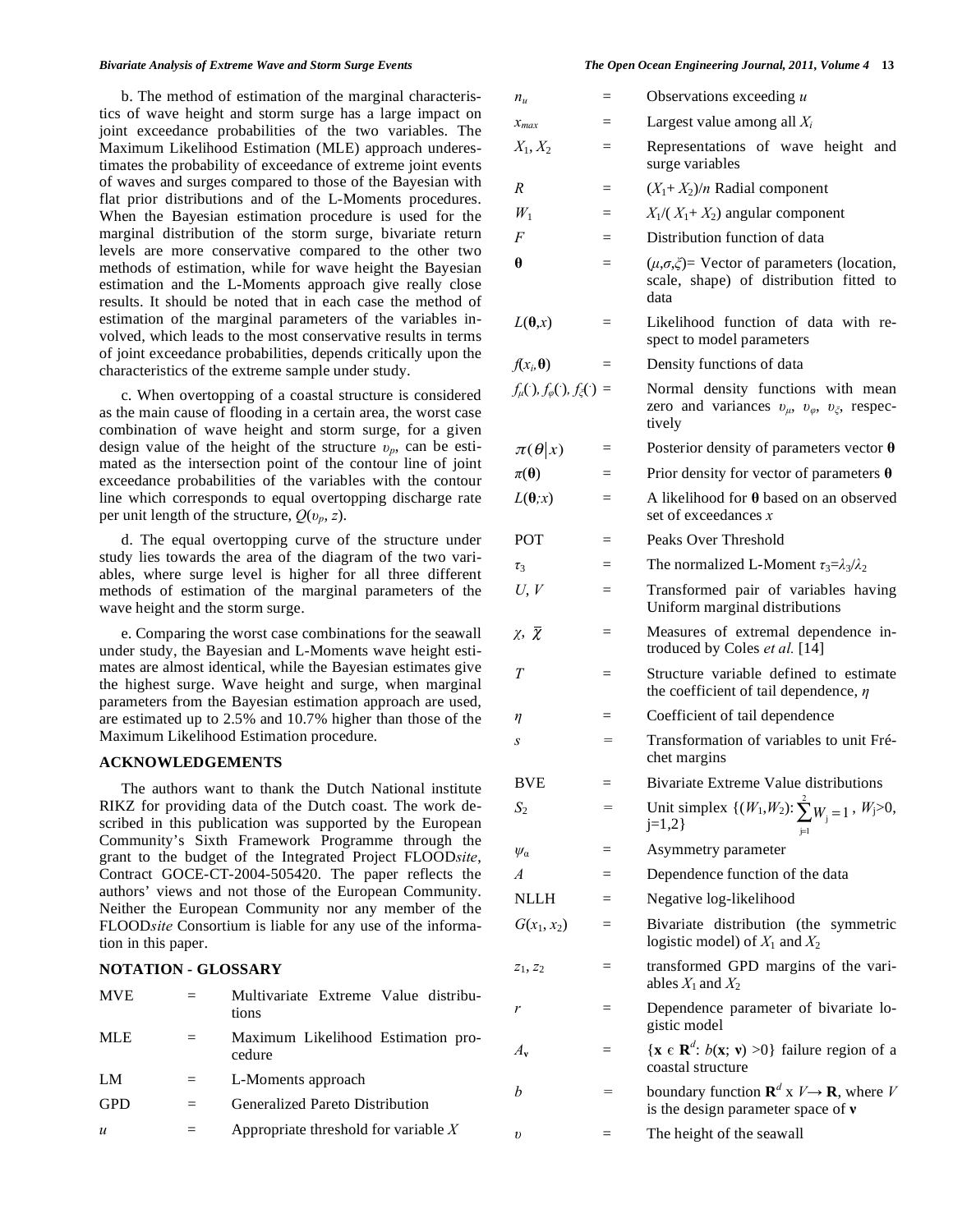b. The method of estimation of the marginal characteristics of wave height and storm surge has a large impact on joint exceedance probabilities of the two variables. The Maximum Likelihood Estimation (MLE) approach underestimates the probability of exceedance of extreme joint events of waves and surges compared to those of the Bayesian with flat prior distributions and of the L-Moments procedures. When the Bayesian estimation procedure is used for the marginal distribution of the storm surge, bivariate return levels are more conservative compared to the other two methods of estimation, while for wave height the Bayesian estimation and the L-Moments approach give really close results. It should be noted that in each case the method of estimation of the marginal parameters of the variables involved, which leads to the most conservative results in terms of joint exceedance probabilities, depends critically upon the characteristics of the extreme sample under study.

c. When overtopping of a coastal structure is considered as the main cause of flooding in a certain area, the worst case combination of wave height and storm surge, for a given design value of the height of the structure $\upsilon_p$, can be estimated as the intersection point of the contour line of joint exceedance probabilities of the variables with the contour line which corresponds to equal overtopping discharge rate per unit length of the structure, $Q(\upsilon_p, z)$.

d. The equal overtopping curve of the structure under study lies towards the area of the diagram of the two variables, where surge level is higher for all three different methods of estimation of the marginal parameters of the wave height and the storm surge.

e. Comparing the worst case combinations for the seawall under study, the Bayesian and L-Moments wave height estimates are almost identical, while the Bayesian estimates give the highest surge. Wave height and surge, when marginal parameters from the Bayesian estimation approach are used, are estimated up to 2.5% and 10.7% higher than those of the Maximum Likelihood Estimation procedure.

## ACKNOWLEDGEMENTS

The authors want to thank the Dutch National institute RIKZ for providing data of the Dutch coast. The work described in this publication was supported by the European Community's Sixth Framework Programme through the grant to the budget of the Integrated Project FLOOD*site*, Contract GOCE-CT-2004-505420. The paper reflects the authors' views and not those of the European Community. Neither the European Community nor any member of the FLOOD*site* Consortium is liable for any use of the information in this paper.

## NOTATION - GLOSSARY

| | | |
|---|---|---|
| MVE | = | Multivariate Extreme Value distributions |
| MLE | = | Maximum Likelihood Estimation procedure |
| LM | = | L-Moments approach |
| GPD | = | Generalized Pareto Distribution |
| $u$ | = | Appropriate threshold for variable $X$ |
| $n_u$ | = | Observations exceeding $u$ |
| $x_{max}$ | = | Largest value among all $X_i$ |
| $X_1, X_2$ | = | Representations of wave height and surge variables |
| $R$ | = | $(X_1 + X_2)/n$ Radial component |
| $W_1$ | = | $X_1/(X_1 + X_2)$ angular component |
| $F$ | = | Distribution function of data |
| $\boldsymbol{\theta}$ | = | $(\mu,\sigma,\xi)$= Vector of parameters (location, scale, shape) of distribution fitted to data |
| $L(\boldsymbol{\theta},x)$ | = | Likelihood function of data with respect to model parameters |
| $f(x_i,\boldsymbol{\theta})$ | = | Density functions of data |
| $f_\mu(\cdot), f_\varphi(\cdot), f_\xi(\cdot)$ | = | Normal density functions with mean zero and variances $\upsilon_\mu$, $\upsilon_\varphi$, $\upsilon_\xi$, respectively |
| $\pi(\theta\|x)$ | = | Posterior density of parameters vector $\boldsymbol{\theta}$ |
| $\pi(\boldsymbol{\theta})$ | = | Prior density for vector of parameters $\boldsymbol{\theta}$ |
| $L(\boldsymbol{\theta};x)$ | = | A likelihood for $\boldsymbol{\theta}$ based on an observed set of exceedances $x$ |
| POT | = | Peaks Over Threshold |
| $\tau_3$ | = | The normalized L-Moment $\tau_3=\lambda_3/\lambda_2$ |
| $U, V$ | = | Transformed pair of variables having Uniform marginal distributions |
| $\chi,\ \bar{\chi}$ | = | Measures of extremal dependence introduced by Coles *et al.* [14] |
| $T$ | = | Structure variable defined to estimate the coefficient of tail dependence, $\eta$ |
| $\eta$ | = | Coefficient of tail dependence |
| $s$ | = | Transformation of variables to unit Fréchet margins |
| BVE | = | Bivariate Extreme Value distributions |
| $S_2$ | = | Unit simplex $\{(W_1,W_2): \sum_{j=1}^{2} W_j = 1,\ W_j>0,\ j=1,2\}$ |
| $\psi_a$ | = | Asymmetry parameter |
| $A$ | = | Dependence function of the data |
| NLLH | = | Negative log-likelihood |
| $G(x_1, x_2)$ | = | Bivariate distribution (the symmetric logistic model) of $X_1$ and $X_2$ |
| $z_1, z_2$ | = | transformed GPD margins of the variables $X_1$ and $X_2$ |
| $r$ | = | Dependence parameter of bivariate logistic model |
| $A_{\mathbf{v}}$ | = | $\{\mathbf{x} \in \mathbf{R}^d: b(\mathbf{x};\mathbf{v}) > 0\}$ failure region of a coastal structure |
| $b$ | = | boundary function $\mathbf{R}^d \times V \rightarrow \mathbf{R}$, where $V$ is the design parameter space of $\mathbf{v}$ |
| $\upsilon$ | = | The height of the seawall |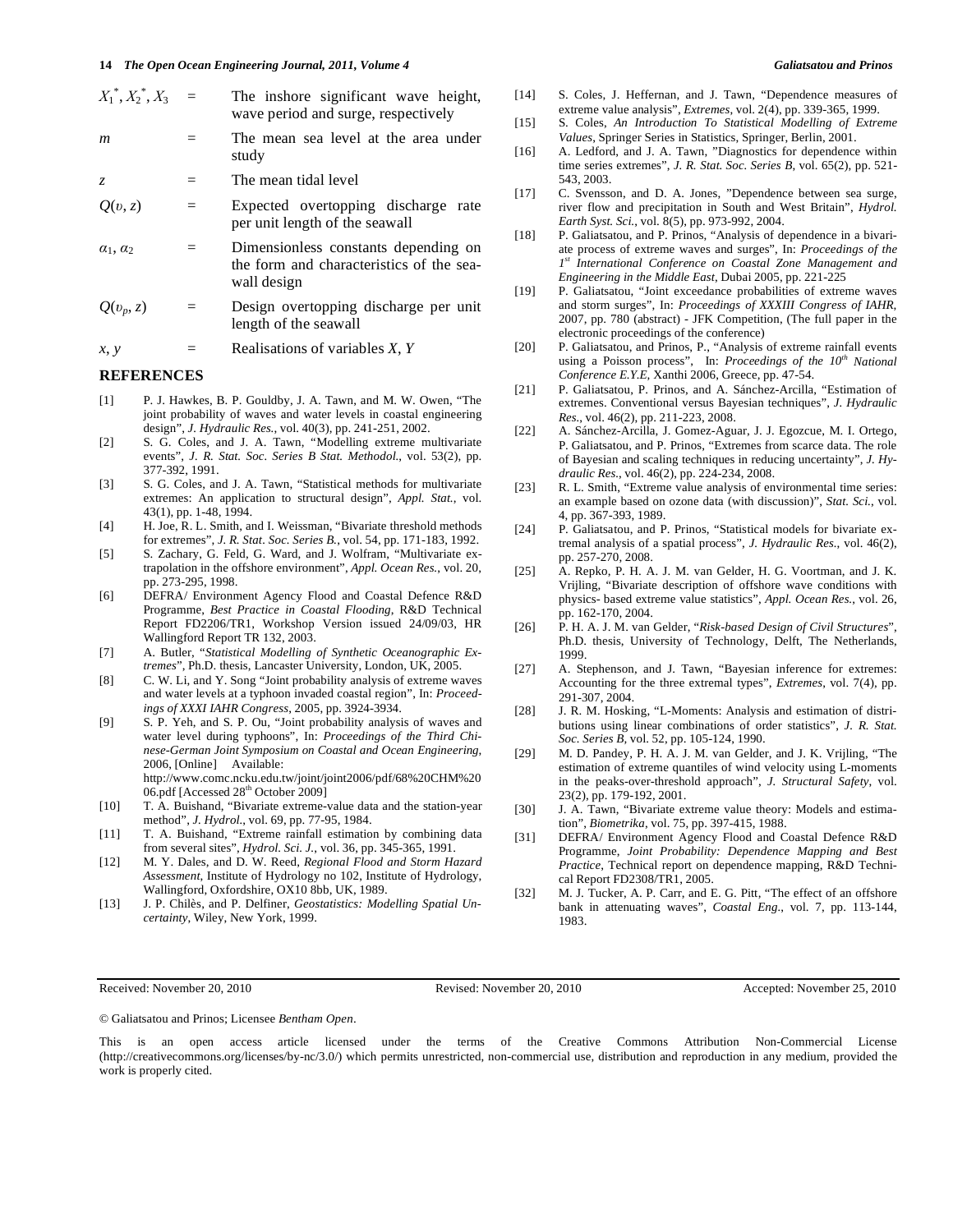| | | |
|---|---|---|
| $X_1^*, X_2^*, X_3$ | = | The inshore significant wave height, wave period and surge, respectively |
| $m$ | = | The mean sea level at the area under study |
| $z$ | = | The mean tidal level |
| $Q(\upsilon, z)$ | = | Expected overtopping discharge rate per unit length of the seawall |
| $\alpha_1, \alpha_2$ | = | Dimensionless constants depending on the form and characteristics of the seawall design |
| $Q(\upsilon_p, z)$ | = | Design overtopping discharge per unit length of the seawall |
| $x, y$ | = | Realisations of variables $X$, $Y$ |

## REFERENCES

[1] P. J. Hawkes, B. P. Gouldby, J. A. Tawn, and M. W. Owen, "The joint probability of waves and water levels in coastal engineering design", *J. Hydraulic Res.*, vol. 40(3), pp. 241-251, 2002.

[2] S. G. Coles, and J. A. Tawn, "Modelling extreme multivariate events", *J. R. Stat. Soc. Series B Stat. Methodol.*, vol. 53(2), pp. 377-392, 1991.

[3] S. G. Coles, and J. A. Tawn, "Statistical methods for multivariate extremes: An application to structural design", *Appl. Stat.*, vol. 43(1), pp. 1-48, 1994.

[4] H. Joe, R. L. Smith, and I. Weissman, "Bivariate threshold methods for extremes", *J. R. Stat. Soc. Series B.*, vol. 54, pp. 171-183, 1992.

[5] S. Zachary, G. Feld, G. Ward, and J. Wolfram, "Multivariate extrapolation in the offshore environment", *Appl. Ocean Res.*, vol. 20, pp. 273-295, 1998.

[6] DEFRA/ Environment Agency Flood and Coastal Defence R&D Programme, *Best Practice in Coastal Flooding*, R&D Technical Report FD2206/TR1, Workshop Version issued 24/09/03, HR Wallingford Report TR 132, 2003.

[7] A. Butler, "*Statistical Modelling of Synthetic Oceanographic Extremes*", Ph.D. thesis, Lancaster University, London, UK, 2005.

[8] C. W. Li, and Y. Song "Joint probability analysis of extreme waves and water levels at a typhoon invaded coastal region", In: *Proceedings of XXXI IAHR Congress*, 2005, pp. 3924-3934.

[9] S. P. Yeh, and S. P. Ou, "Joint probability analysis of waves and water level during typhoons", In: *Proceedings of the Third Chinese-German Joint Symposium on Coastal and Ocean Engineering*, 2006, [Online] Available: http://www.comc.ncku.edu.tw/joint/joint2006/pdf/68%20CHM%2006.pdf [Accessed 28th October 2009]

[10] T. A. Buishand, "Bivariate extreme-value data and the station-year method", *J. Hydrol.*, vol. 69, pp. 77-95, 1984.

[11] T. A. Buishand, "Extreme rainfall estimation by combining data from several sites", *Hydrol. Sci. J.*, vol. 36, pp. 345-365, 1991.

[12] M. Y. Dales, and D. W. Reed, *Regional Flood and Storm Hazard Assessment*, Institute of Hydrology no 102, Institute of Hydrology, Wallingford, Oxfordshire, OX10 8bb, UK, 1989.

[13] J. P. Chilès, and P. Delfiner, *Geostatistics: Modelling Spatial Uncertainty*, Wiley, New York, 1999.

[14] S. Coles, J. Heffernan, and J. Tawn, "Dependence measures of extreme value analysis", *Extremes*, vol. 2(4), pp. 339-365, 1999.

[15] S. Coles, *An Introduction To Statistical Modelling of Extreme Values*, Springer Series in Statistics, Springer, Berlin, 2001.

[16] A. Ledford, and J. A. Tawn, "Diagnostics for dependence within time series extremes", *J. R. Stat. Soc. Series B*, vol. 65(2), pp. 521-543, 2003.

[17] C. Svensson, and D. A. Jones, "Dependence between sea surge, river flow and precipitation in South and West Britain", *Hydrol. Earth Syst. Sci.*, vol. 8(5), pp. 973-992, 2004.

[18] P. Galiatsatou, and P. Prinos, "Analysis of dependence in a bivariate process of extreme waves and surges", In: *Proceedings of the 1st International Conference on Coastal Zone Management and Engineering in the Middle East*, Dubai 2005, pp. 221-225

[19] P. Galiatsatou, "Joint exceedance probabilities of extreme waves and storm surges", In: *Proceedings of XXXIII Congress of IAHR*, 2007, pp. 780 (abstract) - JFK Competition, (The full paper in the electronic proceedings of the conference)

[20] P. Galiatsatou, and Prinos, P., "Analysis of extreme rainfall events using a Poisson process", In: *Proceedings of the 10th National Conference E.Y.E*, Xanthi 2006, Greece, pp. 47-54.

[21] P. Galiatsatou, P. Prinos, and A. Sánchez-Arcilla, "Estimation of extremes. Conventional versus Bayesian techniques", *J. Hydraulic Res.*, vol. 46(2), pp. 211-223, 2008.

[22] A. Sánchez-Arcilla, J. Gomez-Aguar, J. J. Egozcue, M. I. Ortego, P. Galiatsatou, and P. Prinos, "Extremes from scarce data. The role of Bayesian and scaling techniques in reducing uncertainty", *J. Hydraulic Res.*, vol. 46(2), pp. 224-234, 2008.

[23] R. L. Smith, "Extreme value analysis of environmental time series: an example based on ozone data (with discussion)", *Stat. Sci.*, vol. 4, pp. 367-393, 1989.

[24] P. Galiatsatou, and P. Prinos, "Statistical models for bivariate extremal analysis of a spatial process", *J. Hydraulic Res.*, vol. 46(2), pp. 257-270, 2008.

[25] A. Repko, P. H. A. J. M. van Gelder, H. G. Voortman, and J. K. Vrijling, "Bivariate description of offshore wave conditions with physics- based extreme value statistics", *Appl. Ocean Res.*, vol. 26, pp. 162-170, 2004.

[26] P. H. A. J. M. van Gelder, "*Risk-based Design of Civil Structures*", Ph.D. thesis, University of Technology, Delft, The Netherlands, 1999.

[27] A. Stephenson, and J. Tawn, "Bayesian inference for extremes: Accounting for the three extremal types", *Extremes*, vol. 7(4), pp. 291-307, 2004.

[28] J. R. M. Hosking, "L-Moments: Analysis and estimation of distributions using linear combinations of order statistics", *J. R. Stat. Soc. Series B*, vol. 52, pp. 105-124, 1990.

[29] M. D. Pandey, P. H. A. J. M. van Gelder, and J. K. Vrijling, "The estimation of extreme quantiles of wind velocity using L-moments in the peaks-over-threshold approach", *J. Structural Safety*, vol. 23(2), pp. 179-192, 2001.

[30] J. A. Tawn, "Bivariate extreme value theory: Models and estimation", *Biometrika*, vol. 75, pp. 397-415, 1988.

[31] DEFRA/ Environment Agency Flood and Coastal Defence R&D Programme, *Joint Probability: Dependence Mapping and Best Practice*, Technical report on dependence mapping, R&D Technical Report FD2308/TR1, 2005.

[32] M. J. Tucker, A. P. Carr, and E. G. Pitt, "The effect of an offshore bank in attenuating waves", *Coastal Eng.*, vol. 7, pp. 113-144, 1983.

Received: November 20, 2010 Revised: November 20, 2010 Accepted: November 25, 2010

© Galiatsatou and Prinos; Licensee *Bentham Open*.

This is an open access article licensed under the terms of the Creative Commons Attribution Non-Commercial License (http://creativecommons.org/licenses/by-nc/3.0/) which permits unrestricted, non-commercial use, distribution and reproduction in any medium, provided the work is properly cited.